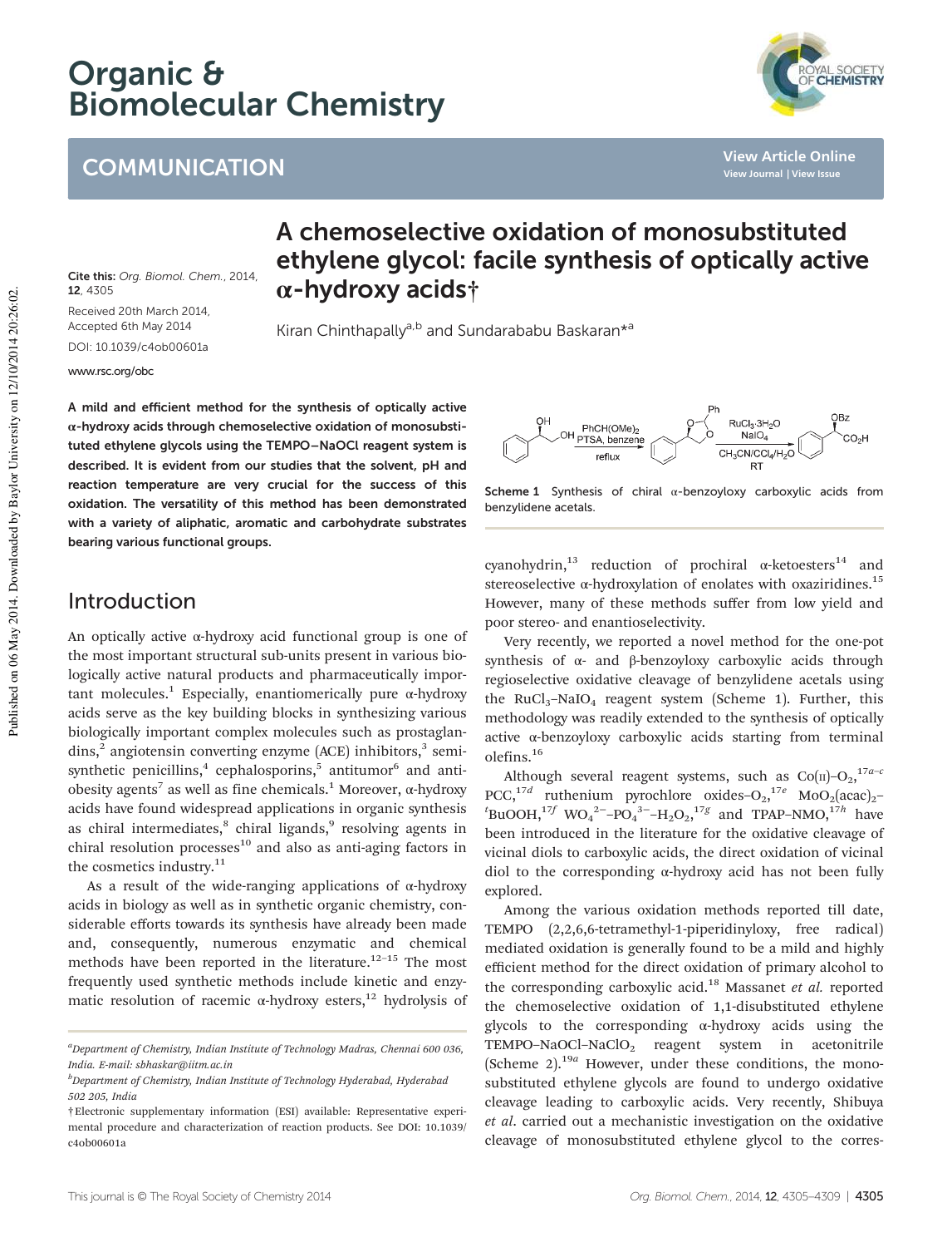# Organic & Biomolecular Chemistry

## COMMUNICATION

Cite this: *Org. Biomol. Chem.*, 2014, **12**, 4305

Received 20th March 2014, Accepted 6th May 2014

DOI: 10.1039/c4ob00601a

www.rsc.org/obc

# A chemoselective oxidation of monosubstituted ethylene glycol: facile synthesis of optically active α-hydroxy acids†

Kiran Chinthapally[a,b] and Sundarababu Baskaran*[a]

**A mild and efficient method for the synthesis of optically active α-hydroxy acids through chemoselective oxidation of monosubstituted ethylene glycols using the TEMPO–NaOCl reagent system is described. It is evident from our studies that the solvent, pH and reaction temperature are very crucial for the success of this oxidation. The versatility of this method has been demonstrated with a variety of aliphatic, aromatic and carbohydrate substrates bearing various functional groups.**

## Introduction

An optically active α-hydroxy acid functional group is one of the most important structural sub-units present in various biologically active natural products and pharmaceutically important molecules.[1] Especially, enantiomerically pure α-hydroxy acids serve as the key building blocks in synthesizing various biologically important complex molecules such as prostaglandins,[2] angiotensin converting enzyme (ACE) inhibitors,[3] semi-synthetic penicillins,[4] cephalosporins,[5] antitumor[6] and anti-obesity agents[7] as well as fine chemicals.[1] Moreover, α-hydroxy acids have found widespread applications in organic synthesis as chiral intermediates,[8] chiral ligands,[9] resolving agents in chiral resolution processes[10] and also as anti-aging factors in the cosmetics industry.[11]

As a result of the wide-ranging applications of α-hydroxy acids in biology as well as in synthetic organic chemistry, considerable efforts towards its synthesis have already been made and, consequently, numerous enzymatic and chemical methods have been reported in the literature.[12–15] The most frequently used synthetic methods include kinetic and enzymatic resolution of racemic α-hydroxy esters,[12] hydrolysis of cyanohydrin,[13] reduction of prochiral α-ketoesters[14] and stereoselective α-hydroxylation of enolates with oxaziridines.[15] However, many of these methods suffer from low yield and poor stereo- and enantioselectivity.

Scheme 1 Synthesis of chiral α-benzoyloxy carboxylic acids from benzylidene acetals.

Very recently, we reported a novel method for the one-pot synthesis of α- and β-benzoyloxy carboxylic acids through regioselective oxidative cleavage of benzylidene acetals using the $RuCl_3$–$NaIO_4$ reagent system (Scheme 1). Further, this methodology was readily extended to the synthesis of optically active α-benzoyloxy carboxylic acids starting from terminal olefins.[16]

Although several reagent systems, such as Co(II)–$O_2$,[17a–c] PCC,[17d] ruthenium pyrochlore oxides–$O_2$,[17e] $MoO_2(acac)_2$–$^t$BuOOH,[17f] $WO_4^{2-}$–$PO_4^{3-}$–$H_2O_2$,[17g] and TPAP–NMO,[17h] have been introduced in the literature for the oxidative cleavage of vicinal diols to carboxylic acids, the direct oxidation of vicinal diol to the corresponding α-hydroxy acid has not been fully explored.

Among the various oxidation methods reported till date, TEMPO (2,2,6,6-tetramethyl-1-piperidinyloxy, free radical) mediated oxidation is generally found to be a mild and highly efficient method for the direct oxidation of primary alcohol to the corresponding carboxylic acid.[18] Massanet *et al.* reported the chemoselective oxidation of 1,1-disubstituted ethylene glycols to the corresponding α-hydroxy acids using the TEMPO–NaOCl–$NaClO_2$ reagent system in acetonitrile (Scheme 2).[19a] However, under these conditions, the monosubstituted ethylene glycols are found to undergo oxidative cleavage leading to carboxylic acids. Very recently, Shibuya *et al.* carried out a mechanistic investigation on the oxidative cleavage of monosubstituted ethylene glycol to the corres-

---

[a] Department of Chemistry, Indian Institute of Technology Madras, Chennai 600 036, India. E-mail: sbhaskar@iitm.ac.in

[b] Department of Chemistry, Indian Institute of Technology Hyderabad, Hyderabad 502 205, India

† Electronic supplementary information (ESI) available: Representative experimental procedure and characterization of reaction products. See DOI: 10.1039/c4ob00601a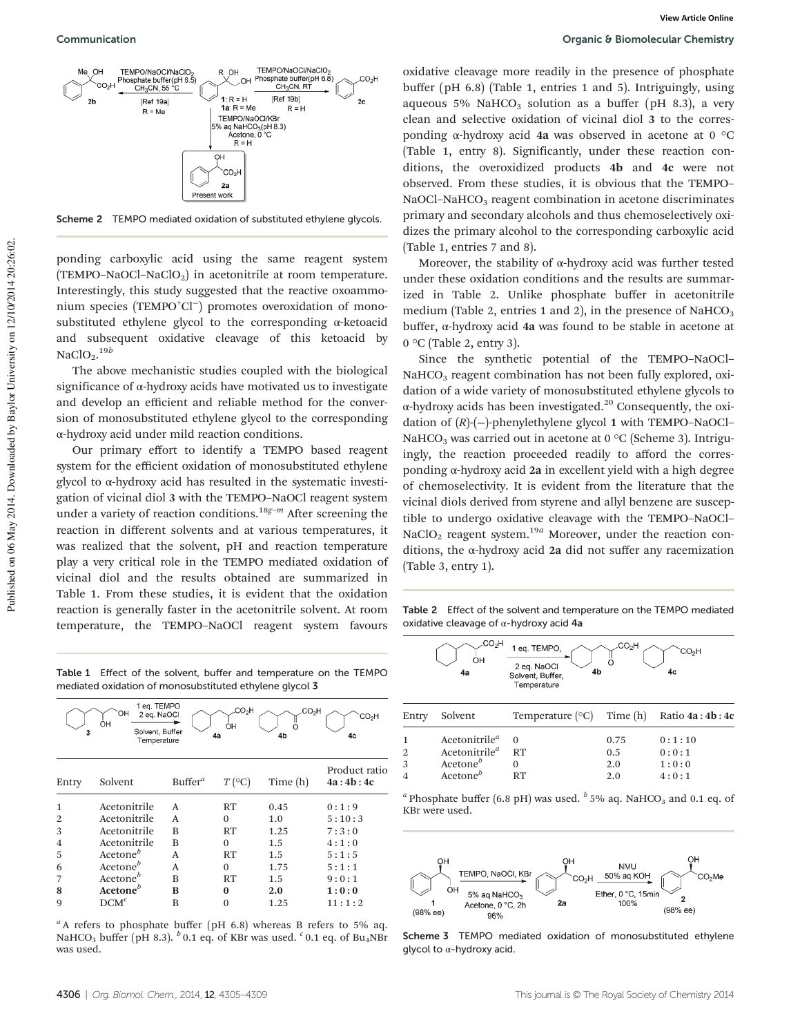Scheme 2 TEMPO mediated oxidation of substituted ethylene glycols.

ponding carboxylic acid using the same reagent system (TEMPO–NaOCl–$NaClO_2$) in acetonitrile at room temperature. Interestingly, this study suggested that the reactive oxoammonium species ($TEMPO^+Cl^-$) promotes overoxidation of monosubstituted ethylene glycol to the corresponding α-ketoacid and subsequent oxidative cleavage of this ketoacid by $NaClO_2$.[19b]

The above mechanistic studies coupled with the biological significance of α-hydroxy acids have motivated us to investigate and develop an efficient and reliable method for the conversion of monosubstituted ethylene glycol to the corresponding α-hydroxy acid under mild reaction conditions.

Our primary effort to identify a TEMPO based reagent system for the efficient oxidation of monosubstituted ethylene glycol to α-hydroxy acid has resulted in the systematic investigation of vicinal diol **3** with the TEMPO–NaOCl reagent system under a variety of reaction conditions.[18g–m] After screening the reaction in different solvents and at various temperatures, it was realized that the solvent, pH and reaction temperature play a very critical role in the TEMPO mediated oxidation of vicinal diol and the results obtained are summarized in Table 1. From these studies, it is evident that the oxidation reaction is generally faster in the acetonitrile solvent. At room temperature, the TEMPO–NaOCl reagent system favours oxidative cleavage more readily in the presence of phosphate buffer (pH 6.8) (Table 1, entries 1 and 5). Intriguingly, using aqueous 5% $NaHCO_3$ solution as a buffer (pH 8.3), a very clean and selective oxidation of vicinal diol **3** to the corresponding α-hydroxy acid **4a** was observed in acetone at 0 °C (Table 1, entry 8). Significantly, under these reaction conditions, the overoxidized products **4b** and **4c** were not observed. From these studies, it is obvious that the TEMPO–NaOCl–$NaHCO_3$ reagent combination in acetone discriminates primary and secondary alcohols and thus chemoselectively oxidizes the primary alcohol to the corresponding carboxylic acid (Table 1, entries 7 and 8).

Moreover, the stability of α-hydroxy acid was further tested under these oxidation conditions and the results are summarized in Table 2. Unlike phosphate buffer in acetonitrile medium (Table 2, entries 1 and 2), in the presence of $NaHCO_3$ buffer, α-hydroxy acid **4a** was found to be stable in acetone at 0 °C (Table 2, entry 3).

Since the synthetic potential of the TEMPO–NaOCl–$NaHCO_3$ reagent combination has not been fully explored, oxidation of a wide variety of monosubstituted ethylene glycols to α-hydroxy acids has been investigated.[20] Consequently, the oxidation of (*R*)-(−)-phenylethylene glycol **1** with TEMPO–NaOCl–$NaHCO_3$ was carried out in acetone at 0 °C (Scheme 3). Intriguingly, the reaction proceeded readily to afford the corresponding α-hydroxy acid **2a** in excellent yield with a high degree of chemoselectivity. It is evident from the literature that the vicinal diols derived from styrene and allyl benzene are susceptible to undergo oxidative cleavage with the TEMPO–NaOCl–$NaClO_2$ reagent system.[19a] Moreover, under the reaction conditions, the α-hydroxy acid **2a** did not suffer any racemization (Table 3, entry 1).

Table 1 Effect of the solvent, buffer and temperature on the TEMPO mediated oxidation of monosubstituted ethylene glycol **3**

| Entry | Solvent | Buffer[a] | $T$ (°C) | Time (h) | Product ratio **4a** : **4b** : **4c** |
|---|---|---|---|---|---|
| 1 | Acetonitrile | A | RT | 0.45 | 0 : 1 : 9 |
| 2 | Acetonitrile | A | 0 | 1.0 | 5 : 10 : 3 |
| 3 | Acetonitrile | B | RT | 1.25 | 7 : 3 : 0 |
| 4 | Acetonitrile | B | 0 | 1.5 | 4 : 1 : 0 |
| 5 | Acetone[b] | A | RT | 1.5 | 5 : 1 : 5 |
| 6 | Acetone[b] | A | 0 | 1.75 | 5 : 1 : 1 |
| 7 | Acetone[b] | B | RT | 1.5 | 9 : 0 : 1 |
| **8** | **Acetone**[b] | **B** | **0** | **2.0** | **1 : 0 : 0** |
| 9 | DCM[c] | B | 0 | 1.25 | 11 : 1 : 2 |

[a] A refers to phosphate buffer (pH 6.8) whereas B refers to 5% aq. $NaHCO_3$ buffer (pH 8.3). [b] 0.1 eq. of KBr was used. [c] 0.1 eq. of $Bu_4NBr$ was used.

Table 2 Effect of the solvent and temperature on the TEMPO mediated oxidative cleavage of α-hydroxy acid **4a**

| Entry | Solvent | Temperature (°C) | Time (h) | Ratio **4a** : **4b** : **4c** |
|---|---|---|---|---|
| 1 | Acetonitrile[a] | 0 | 0.75 | 0 : 1 : 10 |
| 2 | Acetonitrile[a] | RT | 0.5 | 0 : 0 : 1 |
| 3 | Acetone[b] | 0 | 2.0 | 1 : 0 : 0 |
| 4 | Acetone[b] | RT | 2.0 | 4 : 0 : 1 |

[a] Phosphate buffer (6.8 pH) was used. [b] 5% aq. $NaHCO_3$ and 0.1 eq. of KBr were used.

Scheme 3 TEMPO mediated oxidation of monosubstituted ethylene glycol to α-hydroxy acid.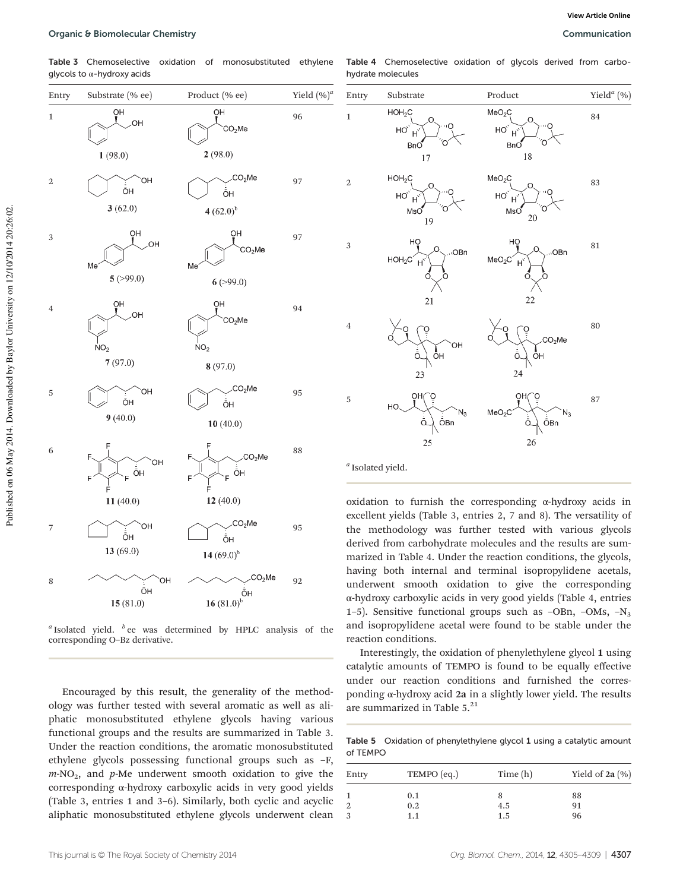**Table 3** Chemoselective oxidation of monosubstituted ethylene glycols to α-hydroxy acids

| Entry | Substrate (% ee) | Product (% ee) | Yield (%)[a] |
|---|---|---|---|
| 1 | 1 (98.0) | 2 (98.0) | 96 |
| 2 | 3 (62.0) | 4 (62.0)[b] | 97 |
| 3 | 5 (>99.0) | 6 (>99.0) | 97 |
| 4 | 7 (97.0) | 8 (97.0) | 94 |
| 5 | 9 (40.0) | 10 (40.0) | 95 |
| 6 | 11 (40.0) | 12 (40.0) | 88 |
| 7 | 13 (69.0) | 14 (69.0)[b] | 95 |
| 8 | 15 (81.0) | 16 (81.0)[b] | 92 |

[a] Isolated yield. [b] ee was determined by HPLC analysis of the corresponding O–Bz derivative.

**Table 4** Chemoselective oxidation of glycols derived from carbohydrate molecules

| Entry | Substrate | Product | Yield[a] (%) |
|---|---|---|---|
| 1 | 17 | 18 | 84 |
| 2 | 19 | 20 | 83 |
| 3 | 21 | 22 | 81 |
| 4 | 23 | 24 | 80 |
| 5 | 25 | 26 | 87 |

[a] Isolated yield.

Encouraged by this result, the generality of the methodology was further tested with several aromatic as well as aliphatic monosubstituted ethylene glycols having various functional groups and the results are summarized in Table 3. Under the reaction conditions, the aromatic monosubstituted ethylene glycols possessing functional groups such as –F, *m*-$NO_2$, and *p*-Me underwent smooth oxidation to give the corresponding α-hydroxy carboxylic acids in very good yields (Table 3, entries 1 and 3–6). Similarly, both cyclic and acyclic aliphatic monosubstituted ethylene glycols underwent clean oxidation to furnish the corresponding α-hydroxy acids in excellent yields (Table 3, entries 2, 7 and 8). The versatility of the methodology was further tested with various glycols derived from carbohydrate molecules and the results are summarized in Table 4. Under the reaction conditions, the glycols, having both internal and terminal isopropylidene acetals, underwent smooth oxidation to give the corresponding α-hydroxy carboxylic acids in very good yields (Table 4, entries 1–5). Sensitive functional groups such as –OBn, –OMs, –$N_3$ and isopropylidene acetal were found to be stable under the reaction conditions.

Interestingly, the oxidation of phenylethylene glycol **1** using catalytic amounts of TEMPO is found to be equally effective under our reaction conditions and furnished the corresponding α-hydroxy acid **2a** in a slightly lower yield. The results are summarized in Table 5.[21]

**Table 5** Oxidation of phenylethylene glycol **1** using a catalytic amount of TEMPO

| Entry | TEMPO (eq.) | Time (h) | Yield of 2a (%) |
|---|---|---|---|
| 1 | 0.1 | 8 | 88 |
| 2 | 0.2 | 4.5 | 91 |
| 3 | 1.1 | 1.5 | 96 |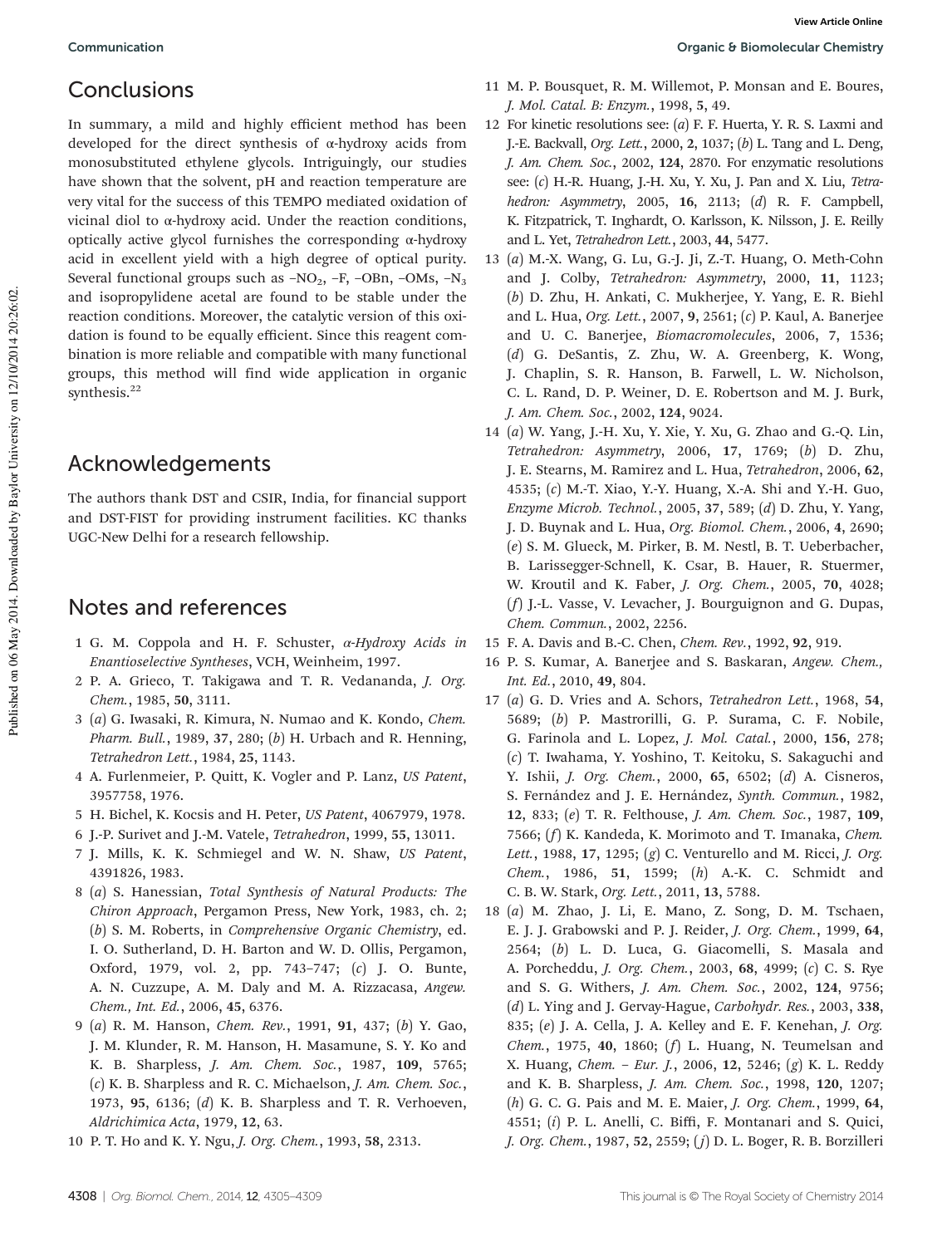## Conclusions

In summary, a mild and highly efficient method has been developed for the direct synthesis of α-hydroxy acids from monosubstituted ethylene glycols. Intriguingly, our studies have shown that the solvent, pH and reaction temperature are very vital for the success of this TEMPO mediated oxidation of vicinal diol to α-hydroxy acid. Under the reaction conditions, optically active glycol furnishes the corresponding α-hydroxy acid in excellent yield with a high degree of optical purity. Several functional groups such as $-NO_2$, –F, –OBn, –OMs, $-N_3$ and isopropylidene acetal are found to be stable under the reaction conditions. Moreover, the catalytic version of this oxidation is found to be equally efficient. Since this reagent combination is more reliable and compatible with many functional groups, this method will find wide application in organic synthesis.[22]

## Acknowledgements

The authors thank DST and CSIR, India, for financial support and DST-FIST for providing instrument facilities. KC thanks UGC-New Delhi for a research fellowship.

## Notes and references

1 G. M. Coppola and H. F. Schuster, *α-Hydroxy Acids in Enantioselective Syntheses*, VCH, Weinheim, 1997.

2 P. A. Grieco, T. Takigawa and T. R. Vedananda, *J. Org. Chem.*, 1985, **50**, 3111.

3 (*a*) G. Iwasaki, R. Kimura, N. Numao and K. Kondo, *Chem. Pharm. Bull.*, 1989, **37**, 280; (*b*) H. Urbach and R. Henning, *Tetrahedron Lett.*, 1984, **25**, 1143.

4 A. Furlenmeier, P. Quitt, K. Vogler and P. Lanz, *US Patent*, 3957758, 1976.

5 H. Bichel, K. Kocsis and H. Peter, *US Patent*, 4067979, 1978.

6 J.-P. Surivet and J.-M. Vatele, *Tetrahedron*, 1999, **55**, 13011.

7 J. Mills, K. K. Schmiegel and W. N. Shaw, *US Patent*, 4391826, 1983.

8 (*a*) S. Hanessian, *Total Synthesis of Natural Products: The Chiron Approach*, Pergamon Press, New York, 1983, ch. 2; (*b*) S. M. Roberts, in *Comprehensive Organic Chemistry*, ed. I. O. Sutherland, D. H. Barton and W. D. Ollis, Pergamon, Oxford, 1979, vol. 2, pp. 743–747; (*c*) J. O. Bunte, A. N. Cuzzupe, A. M. Daly and M. A. Rizzacasa, *Angew. Chem., Int. Ed.*, 2006, **45**, 6376.

9 (*a*) R. M. Hanson, *Chem. Rev.*, 1991, **91**, 437; (*b*) Y. Gao, J. M. Klunder, R. M. Hanson, H. Masamune, S. Y. Ko and K. B. Sharpless, *J. Am. Chem. Soc.*, 1987, **109**, 5765; (*c*) K. B. Sharpless and R. C. Michaelson, *J. Am. Chem. Soc.*, 1973, **95**, 6136; (*d*) K. B. Sharpless and T. R. Verhoeven, *Aldrichimica Acta*, 1979, **12**, 63.

10 P. T. Ho and K. Y. Ngu, *J. Org. Chem.*, 1993, **58**, 2313.

11 M. P. Bousquet, R. M. Willemot, P. Monsan and E. Boures, *J. Mol. Catal. B: Enzym.*, 1998, **5**, 49.

12 For kinetic resolutions see: (*a*) F. F. Huerta, Y. R. S. Laxmi and J.-E. Backvall, *Org. Lett.*, 2000, **2**, 1037; (*b*) L. Tang and L. Deng, *J. Am. Chem. Soc.*, 2002, **124**, 2870. For enzymatic resolutions see: (*c*) H.-R. Huang, J.-H. Xu, Y. Xu, J. Pan and X. Liu, *Tetrahedron: Asymmetry*, 2005, **16**, 2113; (*d*) R. F. Campbell, K. Fitzpatrick, T. Inghardt, O. Karlsson, K. Nilsson, J. E. Reilly and L. Yet, *Tetrahedron Lett.*, 2003, **44**, 5477.

13 (*a*) M.-X. Wang, G. Lu, G.-J. Ji, Z.-T. Huang, O. Meth-Cohn and J. Colby, *Tetrahedron: Asymmetry*, 2000, **11**, 1123; (*b*) D. Zhu, H. Ankati, C. Mukherjee, Y. Yang, E. R. Biehl and L. Hua, *Org. Lett.*, 2007, **9**, 2561; (*c*) P. Kaul, A. Banerjee and U. C. Banerjee, *Biomacromolecules*, 2006, **7**, 1536; (*d*) G. DeSantis, Z. Zhu, W. A. Greenberg, K. Wong, J. Chaplin, S. R. Hanson, B. Farwell, L. W. Nicholson, C. L. Rand, D. P. Weiner, D. E. Robertson and M. J. Burk, *J. Am. Chem. Soc.*, 2002, **124**, 9024.

14 (*a*) W. Yang, J.-H. Xu, Y. Xie, Y. Xu, G. Zhao and G.-Q. Lin, *Tetrahedron: Asymmetry*, 2006, **17**, 1769; (*b*) D. Zhu, J. E. Stearns, M. Ramirez and L. Hua, *Tetrahedron*, 2006, **62**, 4535; (*c*) M.-T. Xiao, Y.-Y. Huang, X.-A. Shi and Y.-H. Guo, *Enzyme Microb. Technol.*, 2005, **37**, 589; (*d*) D. Zhu, Y. Yang, J. D. Buynak and L. Hua, *Org. Biomol. Chem.*, 2006, **4**, 2690; (*e*) S. M. Glueck, M. Pirker, B. M. Nestl, B. T. Ueberbacher, B. Larissegger-Schnell, K. Csar, B. Hauer, R. Stuermer, W. Kroutil and K. Faber, *J. Org. Chem.*, 2005, **70**, 4028; (*f*) J.-L. Vasse, V. Levacher, J. Bourguignon and G. Dupas, *Chem. Commun.*, 2002, 2256.

15 F. A. Davis and B.-C. Chen, *Chem. Rev.*, 1992, **92**, 919.

16 P. S. Kumar, A. Banerjee and S. Baskaran, *Angew. Chem., Int. Ed.*, 2010, **49**, 804.

17 (*a*) G. D. Vries and A. Schors, *Tetrahedron Lett.*, 1968, **54**, 5689; (*b*) P. Mastrorilli, G. P. Surama, C. F. Nobile, G. Farinola and L. Lopez, *J. Mol. Catal.*, 2000, **156**, 278; (*c*) T. Iwahama, Y. Yoshino, T. Keitoku, S. Sakaguchi and Y. Ishii, *J. Org. Chem.*, 2000, **65**, 6502; (*d*) A. Cisneros, S. Fernández and J. E. Hernández, *Synth. Commun.*, 1982, **12**, 833; (*e*) T. R. Felthouse, *J. Am. Chem. Soc.*, 1987, **109**, 7566; (*f*) K. Kandeda, K. Morimoto and T. Imanaka, *Chem. Lett.*, 1988, **17**, 1295; (*g*) C. Venturello and M. Ricci, *J. Org. Chem.*, 1986, **51**, 1599; (*h*) A.-K. C. Schmidt and C. B. W. Stark, *Org. Lett.*, 2011, **13**, 5788.

18 (*a*) M. Zhao, J. Li, E. Mano, Z. Song, D. M. Tschaen, E. J. J. Grabowski and P. J. Reider, *J. Org. Chem.*, 1999, **64**, 2564; (*b*) L. D. Luca, G. Giacomelli, S. Masala and A. Porcheddu, *J. Org. Chem.*, 2003, **68**, 4999; (*c*) C. S. Rye and S. G. Withers, *J. Am. Chem. Soc.*, 2002, **124**, 9756; (*d*) L. Ying and J. Gervay-Hague, *Carbohydr. Res.*, 2003, **338**, 835; (*e*) J. A. Cella, J. A. Kelley and E. F. Kenehan, *J. Org. Chem.*, 1975, **40**, 1860; (*f*) L. Huang, N. Teumelsan and X. Huang, *Chem. – Eur. J.*, 2006, **12**, 5246; (*g*) K. L. Reddy and K. B. Sharpless, *J. Am. Chem. Soc.*, 1998, **120**, 1207; (*h*) G. C. G. Pais and M. E. Maier, *J. Org. Chem.*, 1999, **64**, 4551; (*i*) P. L. Anelli, C. Biffi, F. Montanari and S. Quici, *J. Org. Chem.*, 1987, **52**, 2559; (*j*) D. L. Boger, R. B. Borzilleri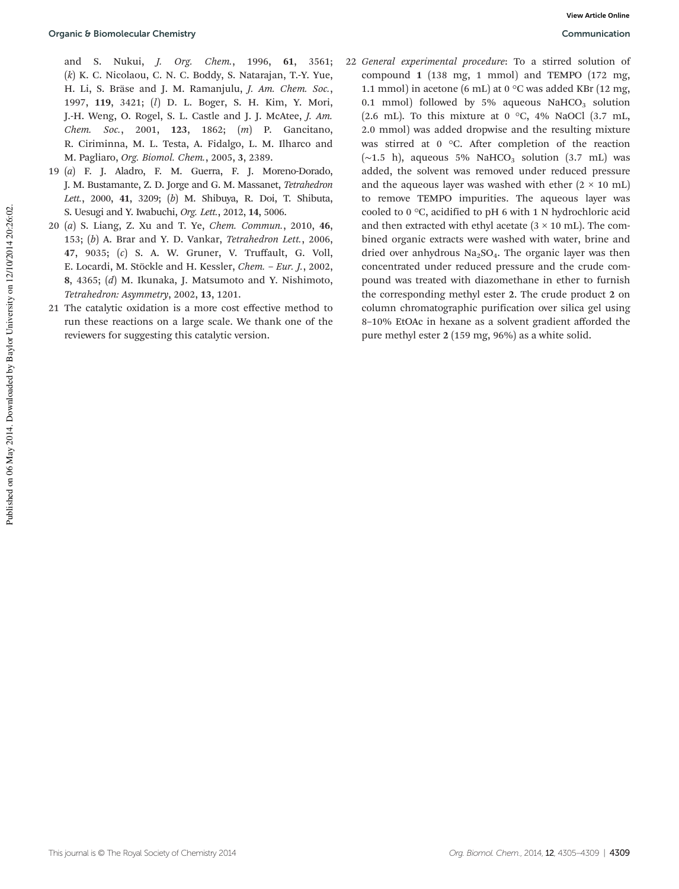and S. Nukui, *J. Org. Chem.*, 1996, **61**, 3561; (*k*) K. C. Nicolaou, C. N. C. Boddy, S. Natarajan, T.-Y. Yue, H. Li, S. Bräse and J. M. Ramanjulu, *J. Am. Chem. Soc.*, 1997, **119**, 3421; (*l*) D. L. Boger, S. H. Kim, Y. Mori, J.-H. Weng, O. Rogel, S. L. Castle and J. J. McAtee, *J. Am. Chem. Soc.*, 2001, **123**, 1862; (*m*) P. Gancitano, R. Ciriminna, M. L. Testa, A. Fidalgo, L. M. Ilharco and M. Pagliaro, *Org. Biomol. Chem.*, 2005, **3**, 2389.

19 (*a*) F. J. Aladro, F. M. Guerra, F. J. Moreno-Dorado, J. M. Bustamante, Z. D. Jorge and G. M. Massanet, *Tetrahedron Lett.*, 2000, **41**, 3209; (*b*) M. Shibuya, R. Doi, T. Shibuta, S. Uesugi and Y. Iwabuchi, *Org. Lett.*, 2012, **14**, 5006.

20 (*a*) S. Liang, Z. Xu and T. Ye, *Chem. Commun.*, 2010, **46**, 153; (*b*) A. Brar and Y. D. Vankar, *Tetrahedron Lett.*, 2006, **47**, 9035; (*c*) S. A. W. Gruner, V. Truffault, G. Voll, E. Locardi, M. Stöckle and H. Kessler, *Chem. – Eur. J.*, 2002, **8**, 4365; (*d*) M. Ikunaka, J. Matsumoto and Y. Nishimoto, *Tetrahedron: Asymmetry*, 2002, **13**, 1201.

21 The catalytic oxidation is a more cost effective method to run these reactions on a large scale. We thank one of the reviewers for suggesting this catalytic version.

22 *General experimental procedure*: To a stirred solution of compound **1** (138 mg, 1 mmol) and TEMPO (172 mg, 1.1 mmol) in acetone (6 mL) at 0 °C was added KBr (12 mg, 0.1 mmol) followed by 5% aqueous $NaHCO_3$ solution (2.6 mL). To this mixture at 0 °C, 4% NaOCl (3.7 mL, 2.0 mmol) was added dropwise and the resulting mixture was stirred at 0 °C. After completion of the reaction (~1.5 h), aqueous 5% $NaHCO_3$ solution (3.7 mL) was added, the solvent was removed under reduced pressure and the aqueous layer was washed with ether (2 × 10 mL) to remove TEMPO impurities. The aqueous layer was cooled to 0 °C, acidified to pH 6 with 1 N hydrochloric acid and then extracted with ethyl acetate (3 × 10 mL). The combined organic extracts were washed with water, brine and dried over anhydrous $Na_2SO_4$. The organic layer was then concentrated under reduced pressure and the crude compound was treated with diazomethane in ether to furnish the corresponding methyl ester **2**. The crude product **2** on column chromatographic purification over silica gel using 8–10% EtOAc in hexane as a solvent gradient afforded the pure methyl ester **2** (159 mg, 96%) as a white solid.